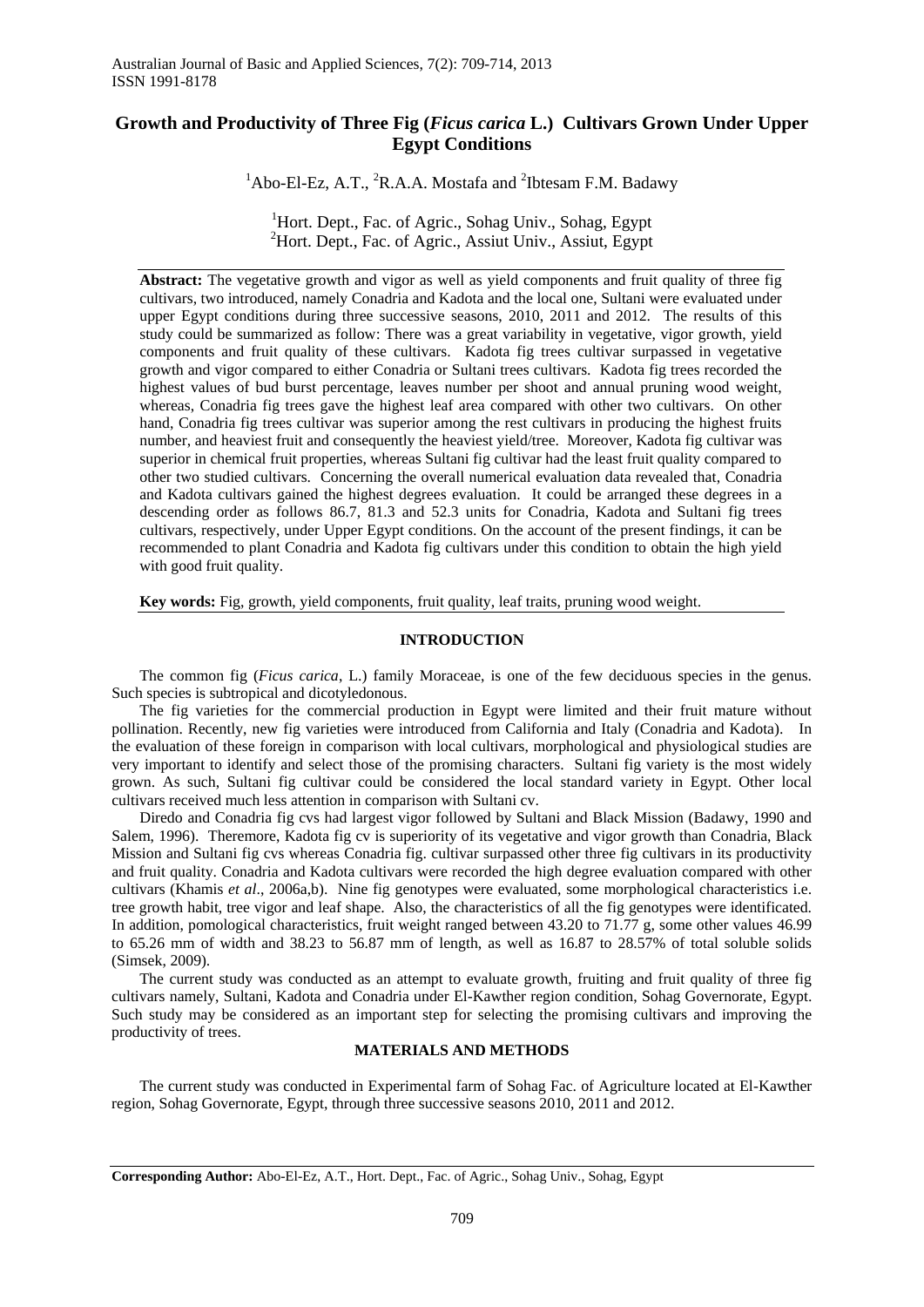# Growth and Productivity of Three Fig (*Ficus carica* L.) Cultivars Grown Under Upper Egypt Conditions

[1]Abo-El-Ez, A.T., [2]R.A.A. Mostafa and [2]Ibtesam F.M. Badawy

[1]Hort. Dept., Fac. of Agric., Sohag Univ., Sohag, Egypt
[2]Hort. Dept., Fac. of Agric., Assiut Univ., Assiut, Egypt

**Abstract:** The vegetative growth and vigor as well as yield components and fruit quality of three fig cultivars, two introduced, namely Conadria and Kadota and the local one, Sultani were evaluated under upper Egypt conditions during three successive seasons, 2010, 2011 and 2012. The results of this study could be summarized as follow: There was a great variability in vegetative, vigor growth, yield components and fruit quality of these cultivars. Kadota fig trees cultivar surpassed in vegetative growth and vigor compared to either Conadria or Sultani trees cultivars. Kadota fig trees recorded the highest values of bud burst percentage, leaves number per shoot and annual pruning wood weight, whereas, Conadria fig trees gave the highest leaf area compared with other two cultivars. On other hand, Conadria fig trees cultivar was superior among the rest cultivars in producing the highest fruits number, and heaviest fruit and consequently the heaviest yield/tree. Moreover, Kadota fig cultivar was superior in chemical fruit properties, whereas Sultani fig cultivar had the least fruit quality compared to other two studied cultivars. Concerning the overall numerical evaluation data revealed that, Conadria and Kadota cultivars gained the highest degrees evaluation. It could be arranged these degrees in a descending order as follows 86.7, 81.3 and 52.3 units for Conadria, Kadota and Sultani fig trees cultivars, respectively, under Upper Egypt conditions. On the account of the present findings, it can be recommended to plant Conadria and Kadota fig cultivars under this condition to obtain the high yield with good fruit quality.

**Key words:** Fig, growth, yield components, fruit quality, leaf traits, pruning wood weight.

## INTRODUCTION

The common fig (*Ficus carica*, L.) family Moraceae, is one of the few deciduous species in the genus. Such species is subtropical and dicotyledonous.

The fig varieties for the commercial production in Egypt were limited and their fruit mature without pollination. Recently, new fig varieties were introduced from California and Italy (Conadria and Kadota). In the evaluation of these foreign in comparison with local cultivars, morphological and physiological studies are very important to identify and select those of the promising characters. Sultani fig variety is the most widely grown. As such, Sultani fig cultivar could be considered the local standard variety in Egypt. Other local cultivars received much less attention in comparison with Sultani cv.

Diredo and Conadria fig cvs had largest vigor followed by Sultani and Black Mission (Badawy, 1990 and Salem, 1996). Theremore, Kadota fig cv is superiority of its vegetative and vigor growth than Conadria, Black Mission and Sultani fig cvs whereas Conadria fig. cultivar surpassed other three fig cultivars in its productivity and fruit quality. Conadria and Kadota cultivars were recorded the high degree evaluation compared with other cultivars (Khamis *et al*., 2006a,b). Nine fig genotypes were evaluated, some morphological characteristics i.e. tree growth habit, tree vigor and leaf shape. Also, the characteristics of all the fig genotypes were identificated. In addition, pomological characteristics, fruit weight ranged between 43.20 to 71.77 g, some other values 46.99 to 65.26 mm of width and 38.23 to 56.87 mm of length, as well as 16.87 to 28.57% of total soluble solids (Simsek, 2009).

The current study was conducted as an attempt to evaluate growth, fruiting and fruit quality of three fig cultivars namely, Sultani, Kadota and Conadria under El-Kawther region condition, Sohag Governorate, Egypt. Such study may be considered as an important step for selecting the promising cultivars and improving the productivity of trees.

## MATERIALS AND METHODS

The current study was conducted in Experimental farm of Sohag Fac. of Agriculture located at El-Kawther region, Sohag Governorate, Egypt, through three successive seasons 2010, 2011 and 2012.

**Corresponding Author:** Abo-El-Ez, A.T., Hort. Dept., Fac. of Agric., Sohag Univ., Sohag, Egypt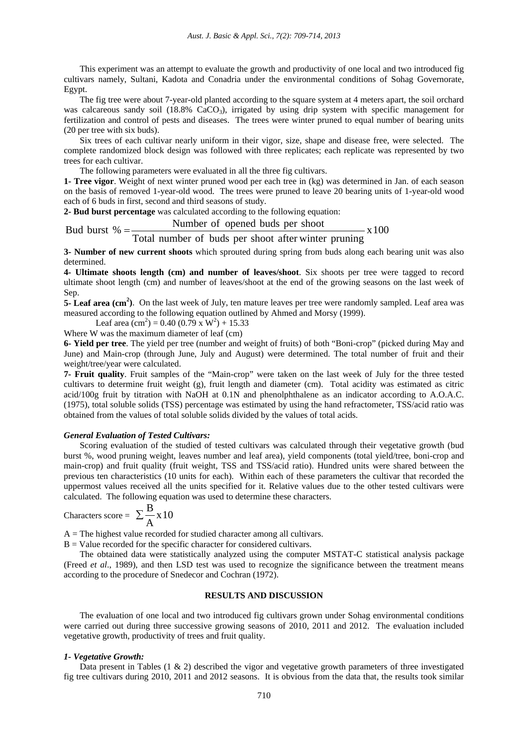This experiment was an attempt to evaluate the growth and productivity of one local and two introduced fig cultivars namely, Sultani, Kadota and Conadria under the environmental conditions of Sohag Governorate, Egypt.

The fig tree were about 7-year-old planted according to the square system at 4 meters apart, the soil orchard was calcareous sandy soil (18.8% $CaCO_3$), irrigated by using drip system with specific management for fertilization and control of pests and diseases. The trees were winter pruned to equal number of bearing units (20 per tree with six buds).

Six trees of each cultivar nearly uniform in their vigor, size, shape and disease free, were selected. The complete randomized block design was followed with three replicates; each replicate was represented by two trees for each cultivar.

The following parameters were evaluated in all the three fig cultivars.

**1- Tree vigor**. Weight of next winter pruned wood per each tree in (kg) was determined in Jan. of each season on the basis of removed 1-year-old wood. The trees were pruned to leave 20 bearing units of 1-year-old wood each of 6 buds in first, second and third seasons of study.

**2- Bud burst percentage** was calculated according to the following equation:

$$\text{Bud burst } \% = \frac{\text{Number of opened buds per shoot}}{\text{Total number of buds per shoot after winter pruning}} \times 100$$

**3- Number of new current shoots** which sprouted during spring from buds along each bearing unit was also determined.

**4- Ultimate shoots length (cm) and number of leaves/shoot**. Six shoots per tree were tagged to record ultimate shoot length (cm) and number of leaves/shoot at the end of the growing seasons on the last week of Sep.

**5- Leaf area ($cm^2$)**. On the last week of July, ten mature leaves per tree were randomly sampled. Leaf area was measured according to the following equation outlined by Ahmed and Morsy (1999).

Leaf area ($cm^2$) = $0.40\ (0.79 \times W^2) + 15.33$

Where W was the maximum diameter of leaf (cm)

**6- Yield per tree**. The yield per tree (number and weight of fruits) of both "Boni-crop" (picked during May and June) and Main-crop (through June, July and August) were determined. The total number of fruit and their weight/tree/year were calculated.

**7- Fruit quality**. Fruit samples of the "Main-crop" were taken on the last week of July for the three tested cultivars to determine fruit weight (g), fruit length and diameter (cm). Total acidity was estimated as citric acid/100g fruit by titration with NaOH at 0.1N and phenolphthalene as an indicator according to A.O.A.C. (1975), total soluble solids (TSS) percentage was estimated by using the hand refractometer, TSS/acid ratio was obtained from the values of total soluble solids divided by the values of total acids.

***General Evaluation of Tested Cultivars:***

Scoring evaluation of the studied of tested cultivars was calculated through their vegetative growth (bud burst %, wood pruning weight, leaves number and leaf area), yield components (total yield/tree, boni-crop and main-crop) and fruit quality (fruit weight, TSS and TSS/acid ratio). Hundred units were shared between the previous ten characteristics (10 units for each). Within each of these parameters the cultivar that recorded the uppermost values received all the units specified for it. Relative values due to the other tested cultivars were calculated. The following equation was used to determine these characters.

$$\text{Characters score} = \sum \frac{B}{A} \times 10$$

A = The highest value recorded for studied character among all cultivars.

B = Value recorded for the specific character for considered cultivars.

The obtained data were statistically analyzed using the computer MSTAT-C statistical analysis package (Freed *et al*., 1989), and then LSD test was used to recognize the significance between the treatment means according to the procedure of Snedecor and Cochran (1972).

## RESULTS AND DISCUSSION

The evaluation of one local and two introduced fig cultivars grown under Sohag environmental conditions were carried out during three successive growing seasons of 2010, 2011 and 2012. The evaluation included vegetative growth, productivity of trees and fruit quality.

### *1- Vegetative Growth:*

Data present in Tables (1 & 2) described the vigor and vegetative growth parameters of three investigated fig tree cultivars during 2010, 2011 and 2012 seasons. It is obvious from the data that, the results took similar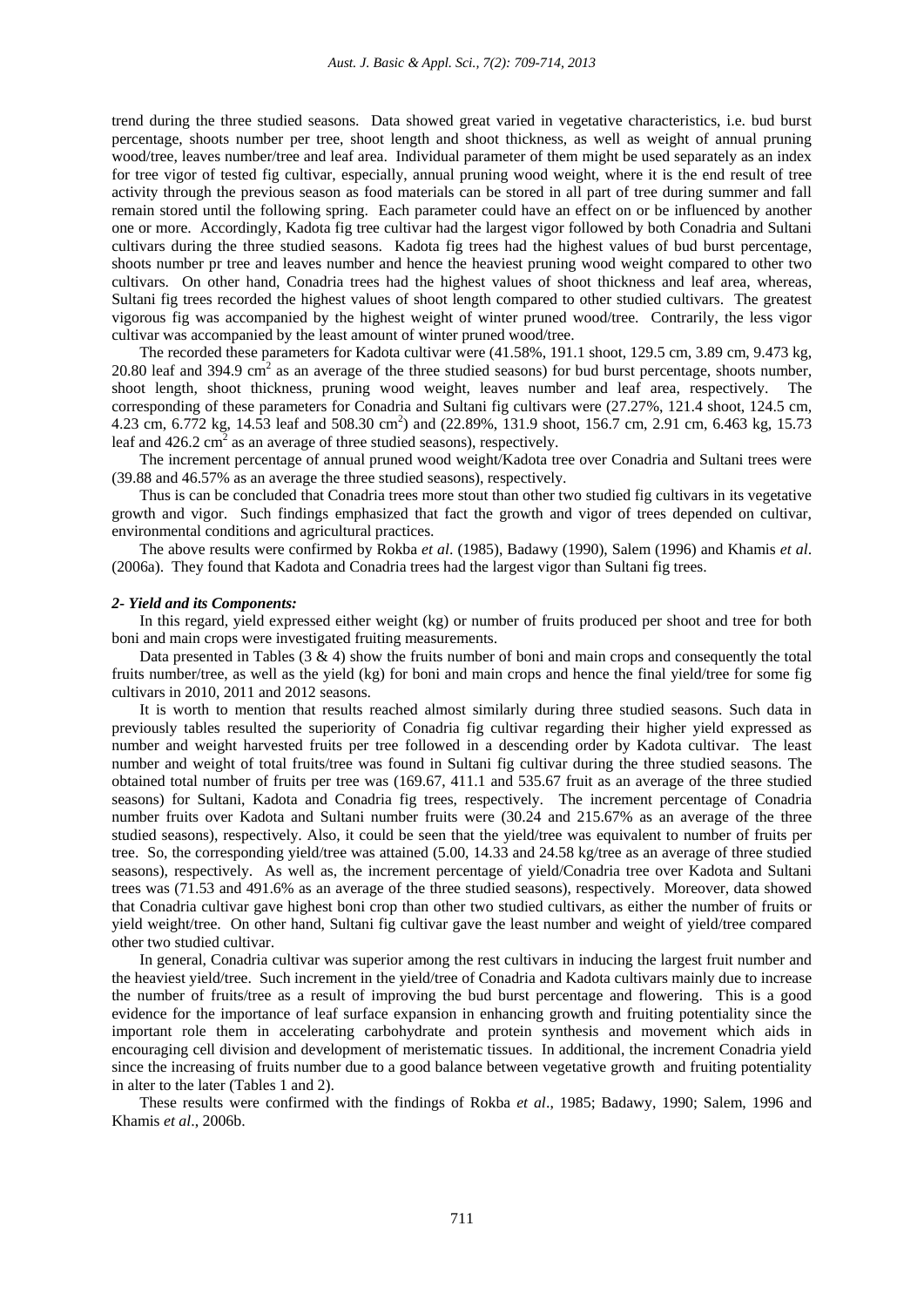trend during the three studied seasons. Data showed great varied in vegetative characteristics, i.e. bud burst percentage, shoots number per tree, shoot length and shoot thickness, as well as weight of annual pruning wood/tree, leaves number/tree and leaf area. Individual parameter of them might be used separately as an index for tree vigor of tested fig cultivar, especially, annual pruning wood weight, where it is the end result of tree activity through the previous season as food materials can be stored in all part of tree during summer and fall remain stored until the following spring. Each parameter could have an effect on or be influenced by another one or more. Accordingly, Kadota fig tree cultivar had the largest vigor followed by both Conadria and Sultani cultivars during the three studied seasons. Kadota fig trees had the highest values of bud burst percentage, shoots number pr tree and leaves number and hence the heaviest pruning wood weight compared to other two cultivars. On other hand, Conadria trees had the highest values of shoot thickness and leaf area, whereas, Sultani fig trees recorded the highest values of shoot length compared to other studied cultivars. The greatest vigorous fig was accompanied by the highest weight of winter pruned wood/tree. Contrarily, the less vigor cultivar was accompanied by the least amount of winter pruned wood/tree.

The recorded these parameters for Kadota cultivar were (41.58%, 191.1 shoot, 129.5 cm, 3.89 cm, 9.473 kg, 20.80 leaf and 394.9 $cm^2$ as an average of the three studied seasons) for bud burst percentage, shoots number, shoot length, shoot thickness, pruning wood weight, leaves number and leaf area, respectively. The corresponding of these parameters for Conadria and Sultani fig cultivars were (27.27%, 121.4 shoot, 124.5 cm, 4.23 cm, 6.772 kg, 14.53 leaf and 508.30 $cm^2$) and (22.89%, 131.9 shoot, 156.7 cm, 2.91 cm, 6.463 kg, 15.73 leaf and 426.2 $cm^2$ as an average of three studied seasons), respectively.

The increment percentage of annual pruned wood weight/Kadota tree over Conadria and Sultani trees were (39.88 and 46.57% as an average the three studied seasons), respectively.

Thus is can be concluded that Conadria trees more stout than other two studied fig cultivars in its vegetative growth and vigor. Such findings emphasized that fact the growth and vigor of trees depended on cultivar, environmental conditions and agricultural practices.

The above results were confirmed by Rokba *et al*. (1985), Badawy (1990), Salem (1996) and Khamis *et al*. (2006a). They found that Kadota and Conadria trees had the largest vigor than Sultani fig trees.

### *2- Yield and its Components:*

In this regard, yield expressed either weight (kg) or number of fruits produced per shoot and tree for both boni and main crops were investigated fruiting measurements.

Data presented in Tables (3 & 4) show the fruits number of boni and main crops and consequently the total fruits number/tree, as well as the yield (kg) for boni and main crops and hence the final yield/tree for some fig cultivars in 2010, 2011 and 2012 seasons.

It is worth to mention that results reached almost similarly during three studied seasons. Such data in previously tables resulted the superiority of Conadria fig cultivar regarding their higher yield expressed as number and weight harvested fruits per tree followed in a descending order by Kadota cultivar. The least number and weight of total fruits/tree was found in Sultani fig cultivar during the three studied seasons. The obtained total number of fruits per tree was (169.67, 411.1 and 535.67 fruit as an average of the three studied seasons) for Sultani, Kadota and Conadria fig trees, respectively. The increment percentage of Conadria number fruits over Kadota and Sultani number fruits were (30.24 and 215.67% as an average of the three studied seasons), respectively. Also, it could be seen that the yield/tree was equivalent to number of fruits per tree. So, the corresponding yield/tree was attained (5.00, 14.33 and 24.58 kg/tree as an average of three studied seasons), respectively. As well as, the increment percentage of yield/Conadria tree over Kadota and Sultani trees was (71.53 and 491.6% as an average of the three studied seasons), respectively. Moreover, data showed that Conadria cultivar gave highest boni crop than other two studied cultivars, as either the number of fruits or yield weight/tree. On other hand, Sultani fig cultivar gave the least number and weight of yield/tree compared other two studied cultivar.

In general, Conadria cultivar was superior among the rest cultivars in inducing the largest fruit number and the heaviest yield/tree. Such increment in the yield/tree of Conadria and Kadota cultivars mainly due to increase the number of fruits/tree as a result of improving the bud burst percentage and flowering. This is a good evidence for the importance of leaf surface expansion in enhancing growth and fruiting potentiality since the important role them in accelerating carbohydrate and protein synthesis and movement which aids in encouraging cell division and development of meristematic tissues. In additional, the increment Conadria yield since the increasing of fruits number due to a good balance between vegetative growth and fruiting potentiality in alter to the later (Tables 1 and 2).

These results were confirmed with the findings of Rokba *et al*., 1985; Badawy, 1990; Salem, 1996 and Khamis *et al*., 2006b.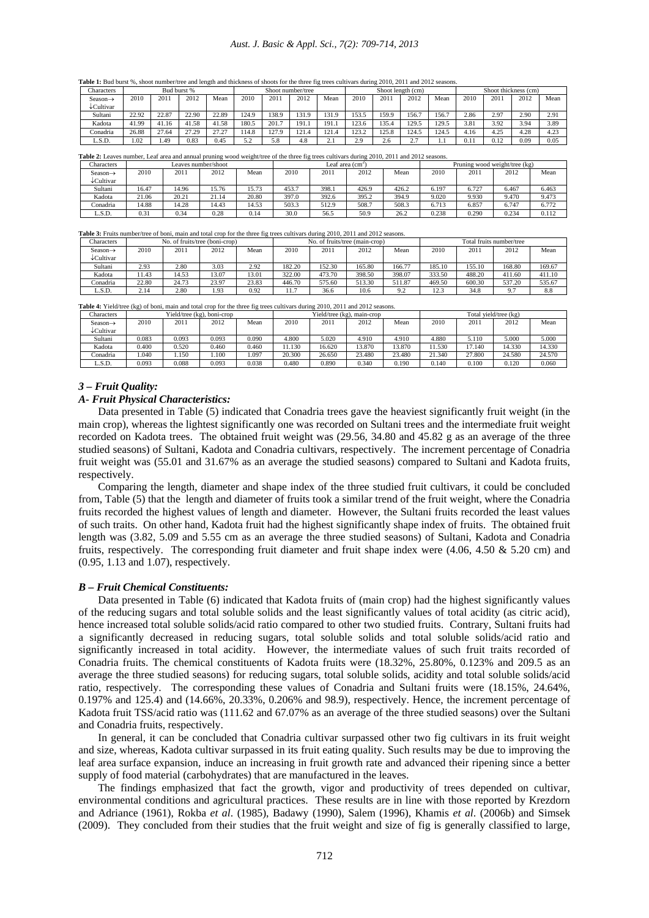**Table 1:** Bud burst %, shoot number/tree and length and thickness of shoots for the three fig trees cultivars during 2010, 2011 and 2012 seasons.

| Characters | Bud burst % | | | | Shoot number/tree | | | | Shoot length (cm) | | | | Shoot thickness (cm) | | | |
|---|---|---|---|---|---|---|---|---|---|---|---|---|---|---|---|---|
| Season→ ↓Cultivar | 2010 | 2011 | 2012 | Mean | 2010 | 2011 | 2012 | Mean | 2010 | 2011 | 2012 | Mean | 2010 | 2011 | 2012 | Mean |
| Sultani | 22.92 | 22.87 | 22.90 | 22.89 | 124.9 | 138.9 | 131.9 | 131.9 | 153.5 | 159.9 | 156.7 | 156.7 | 2.86 | 2.97 | 2.90 | 2.91 |
| Kadota | 41.99 | 41.16 | 41.58 | 41.58 | 180.5 | 201.7 | 191.1 | 191.1 | 123.6 | 135.4 | 129.5 | 129.5 | 3.81 | 3.92 | 3.94 | 3.89 |
| Conadria | 26.88 | 27.64 | 27.29 | 27.27 | 114.8 | 127.9 | 121.4 | 121.4 | 123.2 | 125.8 | 124.5 | 124.5 | 4.16 | 4.25 | 4.28 | 4.23 |
| L.S.D. | 1.02 | 1.49 | 0.83 | 0.45 | 5.2 | 5.8 | 4.8 | 2.1 | 2.9 | 2.6 | 2.7 | 1.1 | 0.11 | 0.12 | 0.09 | 0.05 |

**Table 2:** Leaves number, Leaf area and annual pruning wood weight/tree of the three fig trees cultivars during 2010, 2011 and 2012 seasons.

| Characters | Leaves number/shoot | | | | Leaf area (cm$^2$) | | | | Pruning wood weight/tree (kg) | | | |
|---|---|---|---|---|---|---|---|---|---|---|---|---|
| Season→ ↓Cultivar | 2010 | 2011 | 2012 | Mean | 2010 | 2011 | 2012 | Mean | 2010 | 2011 | 2012 | Mean |
| Sultani | 16.47 | 14.96 | 15.76 | 15.73 | 453.7 | 398.1 | 426.9 | 426.2 | 6.197 | 6.727 | 6.467 | 6.463 |
| Kadota | 21.06 | 20.21 | 21.14 | 20.80 | 397.0 | 392.6 | 395.2 | 394.9 | 9.020 | 9.930 | 9.470 | 9.473 |
| Conadria | 14.88 | 14.28 | 14.43 | 14.53 | 503.3 | 512.9 | 508.7 | 508.3 | 6.713 | 6.857 | 6.747 | 6.772 |
| L.S.D. | 0.31 | 0.34 | 0.28 | 0.14 | 30.0 | 56.5 | 50.9 | 26.2 | 0.238 | 0.290 | 0.234 | 0.112 |

**Table 3:** Fruits number/tree of boni, main and total crop for the three fig trees cultivars during 2010, 2011 and 2012 seasons.

| Characters | No. of fruits/tree (boni-crop) | | | | No. of fruits/tree (main-crop) | | | | Total fruits number/tree | | | |
|---|---|---|---|---|---|---|---|---|---|---|---|---|
| Season→ ↓Cultivar | 2010 | 2011 | 2012 | Mean | 2010 | 2011 | 2012 | Mean | 2010 | 2011 | 2012 | Mean |
| Sultani | 2.93 | 2.80 | 3.03 | 2.92 | 182.20 | 152.30 | 165.80 | 166.77 | 185.10 | 155.10 | 168.80 | 169.67 |
| Kadota | 11.43 | 14.53 | 13.07 | 13.01 | 322.00 | 473.70 | 398.50 | 398.07 | 333.50 | 488.20 | 411.60 | 411.10 |
| Conadria | 22.80 | 24.73 | 23.97 | 23.83 | 446.70 | 575.60 | 513.30 | 511.87 | 469.50 | 600.30 | 537.20 | 535.67 |
| L.S.D. | 2.14 | 2.80 | 1.93 | 0.92 | 11.7 | 36.6 | 10.6 | 9.2 | 12.3 | 34.8 | 9.7 | 8.8 |

**Table 4:** Yield/tree (kg) of boni, main and total crop for the three fig trees cultivars during 2010, 2011 and 2012 seasons.

| Characters | Yield/tree (kg), boni-crop | | | | Yield/tree (kg), main-crop | | | | Total yield/tree (kg) | | | |
|---|---|---|---|---|---|---|---|---|---|---|---|---|
| Season→ ↓Cultivar | 2010 | 2011 | 2012 | Mean | 2010 | 2011 | 2012 | Mean | 2010 | 2011 | 2012 | Mean |
| Sultani | 0.083 | 0.093 | 0.093 | 0.090 | 4.800 | 5.020 | 4.910 | 4.910 | 4.880 | 5.110 | 5.000 | 5.000 |
| Kadota | 0.400 | 0.520 | 0.460 | 0.460 | 11.130 | 16.620 | 13.870 | 13.870 | 11.530 | 17.140 | 14.330 | 14.330 |
| Conadria | 1.040 | 1.150 | 1.100 | 1.097 | 20.300 | 26.650 | 23.480 | 23.480 | 21.340 | 27.800 | 24.580 | 24.570 |
| L.S.D. | 0.093 | 0.088 | 0.093 | 0.038 | 0.480 | 0.890 | 0.340 | 0.190 | 0.140 | 0.100 | 0.120 | 0.060 |

### *3 – Fruit Quality:*

#### *A- Fruit Physical Characteristics:*

Data presented in Table (5) indicated that Conadria trees gave the heaviest significantly fruit weight (in the main crop), whereas the lightest significantly one was recorded on Sultani trees and the intermediate fruit weight recorded on Kadota trees. The obtained fruit weight was (29.56, 34.80 and 45.82 g as an average of the three studied seasons) of Sultani, Kadota and Conadria cultivars, respectively. The increment percentage of Conadria fruit weight was (55.01 and 31.67% as an average the studied seasons) compared to Sultani and Kadota fruits, respectively.

Comparing the length, diameter and shape index of the three studied fruit cultivars, it could be concluded from, Table (5) that the length and diameter of fruits took a similar trend of the fruit weight, where the Conadria fruits recorded the highest values of length and diameter. However, the Sultani fruits recorded the least values of such traits. On other hand, Kadota fruit had the highest significantly shape index of fruits. The obtained fruit length was (3.82, 5.09 and 5.55 cm as an average the three studied seasons) of Sultani, Kadota and Conadria fruits, respectively. The corresponding fruit diameter and fruit shape index were (4.06, 4.50 & 5.20 cm) and (0.95, 1.13 and 1.07), respectively.

#### *B – Fruit Chemical Constituents:*

Data presented in Table (6) indicated that Kadota fruits of (main crop) had the highest significantly values of the reducing sugars and total soluble solids and the least significantly values of total acidity (as citric acid), hence increased total soluble solids/acid ratio compared to other two studied fruits. Contrary, Sultani fruits had a significantly decreased in reducing sugars, total soluble solids and total soluble solids/acid ratio and significantly increased in total acidity. However, the intermediate values of such fruit traits recorded of Conadria fruits. The chemical constituents of Kadota fruits were (18.32%, 25.80%, 0.123% and 209.5 as an average the three studied seasons) for reducing sugars, total soluble solids, acidity and total soluble solids/acid ratio, respectively. The corresponding these values of Conadria and Sultani fruits were (18.15%, 24.64%, 0.197% and 125.4) and (14.66%, 20.33%, 0.206% and 98.9), respectively. Hence, the increment percentage of Kadota fruit TSS/acid ratio was (111.62 and 67.07% as an average of the three studied seasons) over the Sultani and Conadria fruits, respectively.

In general, it can be concluded that Conadria cultivar surpassed other two fig cultivars in its fruit weight and size, whereas, Kadota cultivar surpassed in its fruit eating quality. Such results may be due to improving the leaf area surface expansion, induce an increasing in fruit growth rate and advanced their ripening since a better supply of food material (carbohydrates) that are manufactured in the leaves.

The findings emphasized that fact the growth, vigor and productivity of trees depended on cultivar, environmental conditions and agricultural practices. These results are in line with those reported by Krezdorn and Adriance (1961), Rokba *et al*. (1985), Badawy (1990), Salem (1996), Khamis *et al*. (2006b) and Simsek (2009). They concluded from their studies that the fruit weight and size of fig is generally classified to large,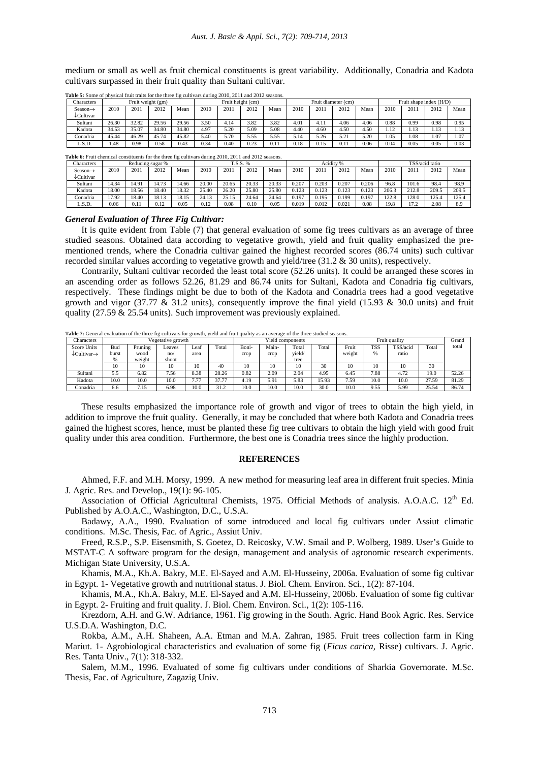medium or small as well as fruit chemical constituents is great variability. Additionally, Conadria and Kadota cultivars surpassed in their fruit quality than Sultani cultivar.

**Table 5:** Some of physical fruit traits for the three fig cultivars during 2010, 2011 and 2012 seasons.

| Characters | Fruit weight (gm) | | | | Fruit height (cm) | | | | Fruit diameter (cm) | | | | Fruit shape index (H/D) | | | |
|---|---|---|---|---|---|---|---|---|---|---|---|---|---|---|---|---|
| Season→ ↓Cultivar | 2010 | 2011 | 2012 | Mean | 2010 | 2011 | 2012 | Mean | 2010 | 2011 | 2012 | Mean | 2010 | 2011 | 2012 | Mean |
| Sultani | 26.30 | 32.82 | 29.56 | 29.56 | 3.50 | 4.14 | 3.82 | 3.82 | 4.01 | 4.11 | 4.06 | 4.06 | 0.88 | 0.99 | 0.98 | 0.95 |
| Kadota | 34.53 | 35.07 | 34.80 | 34.80 | 4.97 | 5.20 | 5.09 | 5.08 | 4.40 | 4.60 | 4.50 | 4.50 | 1.12 | 1.13 | 1.13 | 1.13 |
| Conadria | 45.44 | 46.29 | 45.74 | 45.82 | 5.40 | 5.70 | 5.55 | 5.55 | 5.14 | 5.26 | 5.21 | 5.20 | 1.05 | 1.08 | 1.07 | 1.07 |
| L.S.D. | 1.48 | 0.98 | 0.58 | 0.43 | 0.34 | 0.40 | 0.23 | 0.11 | 0.18 | 0.15 | 0.11 | 0.06 | 0.04 | 0.05 | 0.05 | 0.03 |

**Table 6:** Fruit chemical constituents for the three fig cultivars during 2010, 2011 and 2012 seasons.

| Characters | Reducing sugar % | | | | T.S.S. % | | | | Acidity % | | | | TSS/acid ratio | | | |
|---|---|---|---|---|---|---|---|---|---|---|---|---|---|---|---|---|
| Season→ ↓Cultivar | 2010 | 2011 | 2012 | Mean | 2010 | 2011 | 2012 | Mean | 2010 | 2011 | 2012 | Mean | 2010 | 2011 | 2012 | Mean |
| Sultani | 14.34 | 14.91 | 14.73 | 14.66 | 20.00 | 20.65 | 20.33 | 20.33 | 0.207 | 0.203 | 0.207 | 0.206 | 96.8 | 101.6 | 98.4 | 98.9 |
| Kadota | 18.00 | 18.56 | 18.40 | 18.32 | 25.40 | 26.20 | 25.80 | 25.80 | 0.123 | 0.123 | 0.123 | 0.123 | 206.3 | 212.8 | 209.5 | 209.5 |
| Conadria | 17.92 | 18.40 | 18.13 | 18.15 | 24.13 | 25.15 | 24.64 | 24.64 | 0.197 | 0.195 | 0.199 | 0.197 | 122.8 | 128.0 | 125.4 | 125.4 |
| L.S.D. | 0.06 | 0.11 | 0.12 | 0.05 | 0.12 | 0.08 | 0.10 | 0.05 | 0.019 | 0.012 | 0.021 | 0.08 | 19.8 | 17.2 | 2.08 | 8.9 |

### *General Evaluation of Three Fig Cultivar:*

It is quite evident from Table (7) that general evaluation of some fig trees cultivars as an average of three studied seasons. Obtained data according to vegetative growth, yield and fruit quality emphasized the pre-mentioned trends, where the Conadria cultivar gained the highest recorded scores (86.74 units) such cultivar recorded similar values according to vegetative growth and yield/tree (31.2 & 30 units), respectively.

Contrarily, Sultani cultivar recorded the least total score (52.26 units). It could be arranged these scores in an ascending order as follows 52.26, 81.29 and 86.74 units for Sultani, Kadota and Conadria fig cultivars, respectively. These findings might be due to both of the Kadota and Conadria trees had a good vegetative growth and vigor (37.77 & 31.2 units), consequently improve the final yield (15.93 & 30.0 units) and fruit quality (27.59 & 25.54 units). Such improvement was previously explained.

**Table 7:** General evaluation of the three fig cultivars for growth, yield and fruit quality as an average of the three studied seasons.

| Characters | Vegetative growth | | | | | Yield components | | | | Fruit quality | | | | Grand total |
|---|---|---|---|---|---|---|---|---|---|---|---|---|---|---|
| Score Units ↓Cultivar→ | Bud burst % | Pruning wood weight | Leaves no/ shoot | Leaf area | Total | Boni-crop | Main-crop | Total yield/ tree | Total | Fruit weight | TSS % | TSS/acid ratio | Total | |
| | 10 | 10 | 10 | 10 | 40 | 10 | 10 | 10 | 30 | 10 | 10 | 10 | 30 | |
| Sultani | 5.5 | 6.82 | 7.56 | 8.38 | 28.26 | 0.82 | 2.09 | 2.04 | 4.95 | 6.45 | 7.88 | 4.72 | 19.0 | 52.26 |
| Kadota | 10.0 | 10.0 | 10.0 | 7.77 | 37.77 | 4.19 | 5.91 | 5.83 | 15.93 | 7.59 | 10.0 | 10.0 | 27.59 | 81.29 |
| Conadria | 6.6 | 7.15 | 6.98 | 10.0 | 31.2 | 10.0 | 10.0 | 10.0 | 30.0 | 10.0 | 9.55 | 5.99 | 25.54 | 86.74 |

These results emphasized the importance role of growth and vigor of trees to obtain the high yield, in addition to improve the fruit quality. Generally, it may be concluded that where both Kadota and Conadria trees gained the highest scores, hence, must be planted these fig tree cultivars to obtain the high yield with good fruit quality under this area condition. Furthermore, the best one is Conadria trees since the highly production.

## REFERENCES

Ahmed, F.F. and M.H. Morsy, 1999. A new method for measuring leaf area in different fruit species. Minia J. Agric. Res. and Develop., 19(1): 96-105.

Association of Official Agricultural Chemists, 1975. Official Methods of analysis. A.O.A.C. 12th Ed. Published by A.O.A.C., Washington, D.C., U.S.A.

Badawy, A.A., 1990. Evaluation of some introduced and local fig cultivars under Assiut climatic conditions. M.Sc. Thesis, Fac. of Agric., Assiut Univ.

Freed, R.S.P., S.P. Eisensmith, S. Goetez, D. Reicosky, V.W. Smail and P. Wolberg, 1989. User's Guide to MSTAT-C A software program for the design, management and analysis of agronomic research experiments. Michigan State University, U.S.A.

Khamis, M.A., Kh.A. Bakry, M.E. El-Sayed and A.M. El-Husseiny, 2006a. Evaluation of some fig cultivar in Egypt. 1- Vegetative growth and nutritional status. J. Biol. Chem. Environ. Sci., 1(2): 87-104.

Khamis, M.A., Kh.A. Bakry, M.E. El-Sayed and A.M. El-Husseiny, 2006b. Evaluation of some fig cultivar in Egypt. 2- Fruiting and fruit quality. J. Biol. Chem. Environ. Sci., 1(2): 105-116.

Krezdorn, A.H. and G.W. Adriance, 1961. Fig growing in the South. Agric. Hand Book Agric. Res. Service U.S.D.A. Washington, D.C.

Rokba, A.M., A.H. Shaheen, A.A. Etman and M.A. Zahran, 1985. Fruit trees collection farm in King Mariut. 1- Agrobiological characteristics and evaluation of some fig (*Ficus carica*, Risse) cultivars. J. Agric. Res. Tanta Univ., 7(1): 318-332.

Salem, M.M., 1996. Evaluated of some fig cultivars under conditions of Sharkia Governorate. M.Sc. Thesis, Fac. of Agriculture, Zagazig Univ.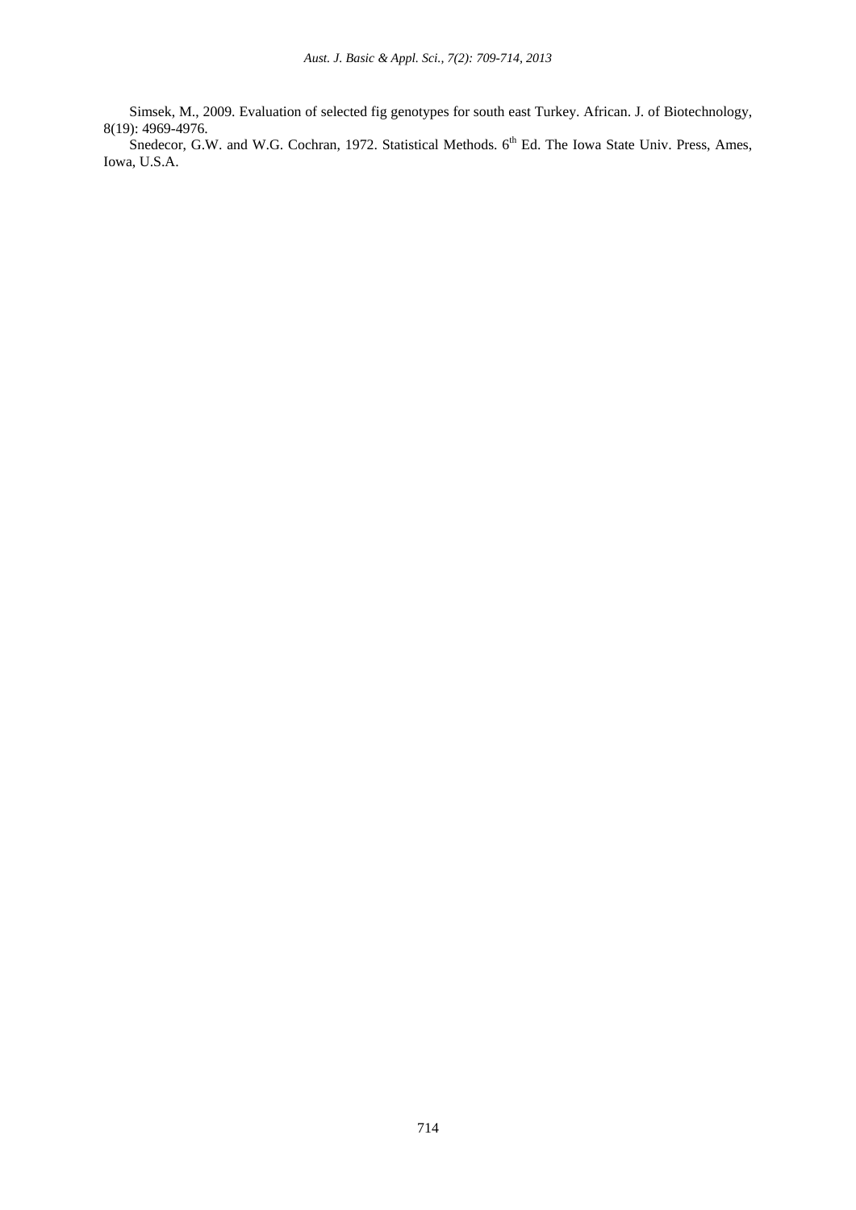Simsek, M., 2009. Evaluation of selected fig genotypes for south east Turkey. African. J. of Biotechnology, 8(19): 4969-4976.

Snedecor, G.W. and W.G. Cochran, 1972. Statistical Methods. 6th Ed. The Iowa State Univ. Press, Ames, Iowa, U.S.A.